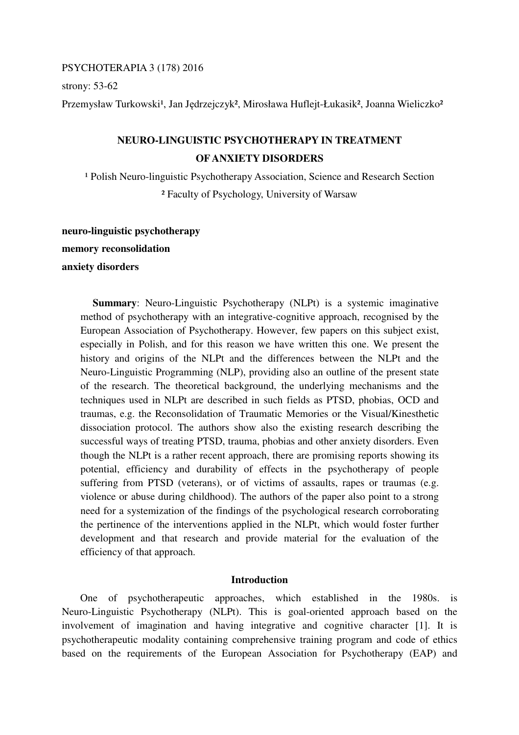PSYCHOTERAPIA 3 (178) 2016

strony: 53-62

Przemysław Turkowski[1], Jan Jędrzejczyk[2], Mirosława Huflejt-Łukasik[2], Joanna Wieliczko[2]

# NEURO-LINGUISTIC PSYCHOTHERAPY IN TREATMENT OF ANXIETY DISORDERS

[1] Polish Neuro-linguistic Psychotherapy Association, Science and Research Section

[2] Faculty of Psychology, University of Warsaw

**neuro-linguistic psychotherapy**
**memory reconsolidation**
**anxiety disorders**

**Summary**: Neuro-Linguistic Psychotherapy (NLPt) is a systemic imaginative method of psychotherapy with an integrative-cognitive approach, recognised by the European Association of Psychotherapy. However, few papers on this subject exist, especially in Polish, and for this reason we have written this one. We present the history and origins of the NLPt and the differences between the NLPt and the Neuro-Linguistic Programming (NLP), providing also an outline of the present state of the research. The theoretical background, the underlying mechanisms and the techniques used in NLPt are described in such fields as PTSD, phobias, OCD and traumas, e.g. the Reconsolidation of Traumatic Memories or the Visual/Kinesthetic dissociation protocol. The authors show also the existing research describing the successful ways of treating PTSD, trauma, phobias and other anxiety disorders. Even though the NLPt is a rather recent approach, there are promising reports showing its potential, efficiency and durability of effects in the psychotherapy of people suffering from PTSD (veterans), or of victims of assaults, rapes or traumas (e.g. violence or abuse during childhood). The authors of the paper also point to a strong need for a systemization of the findings of the psychological research corroborating the pertinence of the interventions applied in the NLPt, which would foster further development and that research and provide material for the evaluation of the efficiency of that approach.

## Introduction

One of psychotherapeutic approaches, which established in the 1980s. is Neuro-Linguistic Psychotherapy (NLPt). This is goal-oriented approach based on the involvement of imagination and having integrative and cognitive character [1]. It is psychotherapeutic modality containing comprehensive training program and code of ethics based on the requirements of the European Association for Psychotherapy (EAP) and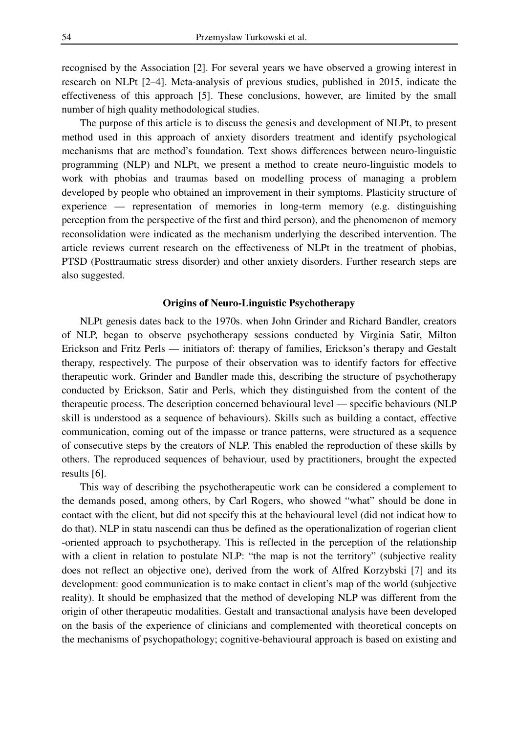recognised by the Association [2]. For several years we have observed a growing interest in research on NLPt [2–4]. Meta-analysis of previous studies, published in 2015, indicate the effectiveness of this approach [5]. These conclusions, however, are limited by the small number of high quality methodological studies.

The purpose of this article is to discuss the genesis and development of NLPt, to present method used in this approach of anxiety disorders treatment and identify psychological mechanisms that are method's foundation. Text shows differences between neuro-linguistic programming (NLP) and NLPt, we present a method to create neuro-linguistic models to work with phobias and traumas based on modelling process of managing a problem developed by people who obtained an improvement in their symptoms. Plasticity structure of experience — representation of memories in long-term memory (e.g. distinguishing perception from the perspective of the first and third person), and the phenomenon of memory reconsolidation were indicated as the mechanism underlying the described intervention. The article reviews current research on the effectiveness of NLPt in the treatment of phobias, PTSD (Posttraumatic stress disorder) and other anxiety disorders. Further research steps are also suggested.

## Origins of Neuro-Linguistic Psychotherapy

NLPt genesis dates back to the 1970s. when John Grinder and Richard Bandler, creators of NLP, began to observe psychotherapy sessions conducted by Virginia Satir, Milton Erickson and Fritz Perls — initiators of: therapy of families, Erickson's therapy and Gestalt therapy, respectively. The purpose of their observation was to identify factors for effective therapeutic work. Grinder and Bandler made this, describing the structure of psychotherapy conducted by Erickson, Satir and Perls, which they distinguished from the content of the therapeutic process. The description concerned behavioural level — specific behaviours (NLP skill is understood as a sequence of behaviours). Skills such as building a contact, effective communication, coming out of the impasse or trance patterns, were structured as a sequence of consecutive steps by the creators of NLP. This enabled the reproduction of these skills by others. The reproduced sequences of behaviour, used by practitioners, brought the expected results [6].

This way of describing the psychotherapeutic work can be considered a complement to the demands posed, among others, by Carl Rogers, who showed "what" should be done in contact with the client, but did not specify this at the behavioural level (did not indicat how to do that). NLP in statu nascendi can thus be defined as the operationalization of rogerian client -oriented approach to psychotherapy. This is reflected in the perception of the relationship with a client in relation to postulate NLP: "the map is not the territory" (subjective reality does not reflect an objective one), derived from the work of Alfred Korzybski [7] and its development: good communication is to make contact in client's map of the world (subjective reality). It should be emphasized that the method of developing NLP was different from the origin of other therapeutic modalities. Gestalt and transactional analysis have been developed on the basis of the experience of clinicians and complemented with theoretical concepts on the mechanisms of psychopathology; cognitive-behavioural approach is based on existing and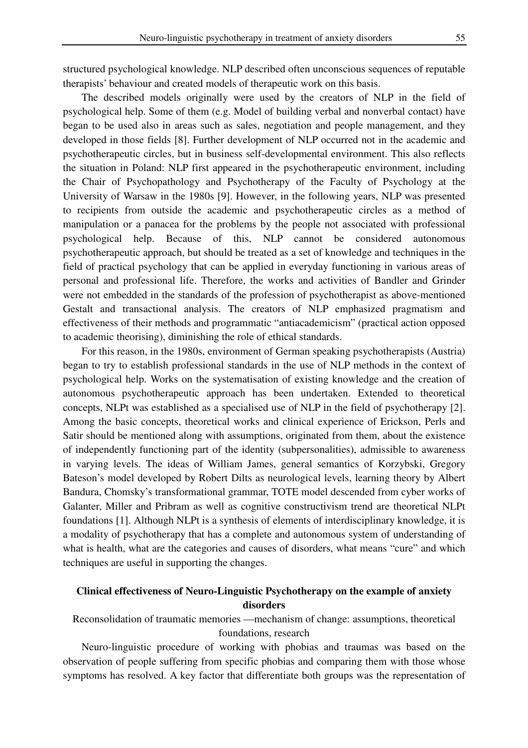structured psychological knowledge. NLP described often unconscious sequences of reputable therapists' behaviour and created models of therapeutic work on this basis.

The described models originally were used by the creators of NLP in the field of psychological help. Some of them (e.g. Model of building verbal and nonverbal contact) have began to be used also in areas such as sales, negotiation and people management, and they developed in those fields [8]. Further development of NLP occurred not in the academic and psychotherapeutic circles, but in business self-developmental environment. This also reflects the situation in Poland: NLP first appeared in the psychotherapeutic environment, including the Chair of Psychopathology and Psychotherapy of the Faculty of Psychology at the University of Warsaw in the 1980s [9]. However, in the following years, NLP was presented to recipients from outside the academic and psychotherapeutic circles as a method of manipulation or a panacea for the problems by the people not associated with professional psychological help. Because of this, NLP cannot be considered autonomous psychotherapeutic approach, but should be treated as a set of knowledge and techniques in the field of practical psychology that can be applied in everyday functioning in various areas of personal and professional life. Therefore, the works and activities of Bandler and Grinder were not embedded in the standards of the profession of psychotherapist as above-mentioned Gestalt and transactional analysis. The creators of NLP emphasized pragmatism and effectiveness of their methods and programmatic "antiacademicism" (practical action opposed to academic theorising), diminishing the role of ethical standards.

For this reason, in the 1980s, environment of German speaking psychotherapists (Austria) began to try to establish professional standards in the use of NLP methods in the context of psychological help. Works on the systematisation of existing knowledge and the creation of autonomous psychotherapeutic approach has been undertaken. Extended to theoretical concepts, NLPt was established as a specialised use of NLP in the field of psychotherapy [2]. Among the basic concepts, theoretical works and clinical experience of Erickson, Perls and Satir should be mentioned along with assumptions, originated from them, about the existence of independently functioning part of the identity (subpersonalities), admissible to awareness in varying levels. The ideas of William James, general semantics of Korzybski, Gregory Bateson's model developed by Robert Dilts as neurological levels, learning theory by Albert Bandura, Chomsky's transformational grammar, TOTE model descended from cyber works of Galanter, Miller and Pribram as well as cognitive constructivism trend are theoretical NLPt foundations [1]. Although NLPt is a synthesis of elements of interdisciplinary knowledge, it is a modality of psychotherapy that has a complete and autonomous system of understanding of what is health, what are the categories and causes of disorders, what means "cure" and which techniques are useful in supporting the changes.

## Clinical effectiveness of Neuro-Linguistic Psychotherapy on the example of anxiety disorders

### Reconsolidation of traumatic memories —mechanism of change: assumptions, theoretical foundations, research

Neuro-linguistic procedure of working with phobias and traumas was based on the observation of people suffering from specific phobias and comparing them with those whose symptoms has resolved. A key factor that differentiate both groups was the representation of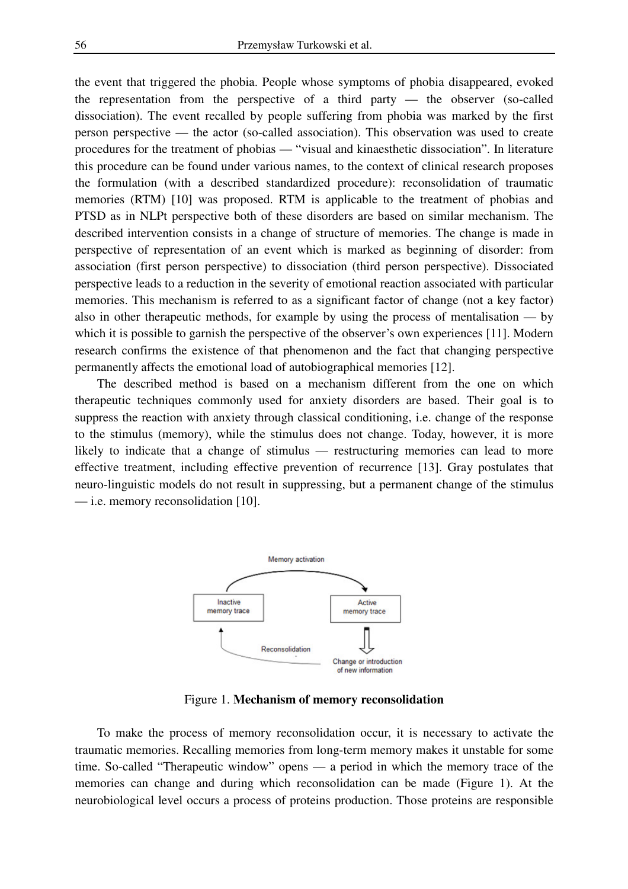the event that triggered the phobia. People whose symptoms of phobia disappeared, evoked the representation from the perspective of a third party — the observer (so-called dissociation). The event recalled by people suffering from phobia was marked by the first person perspective — the actor (so-called association). This observation was used to create procedures for the treatment of phobias — "visual and kinaesthetic dissociation". In literature this procedure can be found under various names, to the context of clinical research proposes the formulation (with a described standardized procedure): reconsolidation of traumatic memories (RTM) [10] was proposed. RTM is applicable to the treatment of phobias and PTSD as in NLPt perspective both of these disorders are based on similar mechanism. The described intervention consists in a change of structure of memories. The change is made in perspective of representation of an event which is marked as beginning of disorder: from association (first person perspective) to dissociation (third person perspective). Dissociated perspective leads to a reduction in the severity of emotional reaction associated with particular memories. This mechanism is referred to as a significant factor of change (not a key factor) also in other therapeutic methods, for example by using the process of mentalisation — by which it is possible to garnish the perspective of the observer's own experiences [11]. Modern research confirms the existence of that phenomenon and the fact that changing perspective permanently affects the emotional load of autobiographical memories [12].

The described method is based on a mechanism different from the one on which therapeutic techniques commonly used for anxiety disorders are based. Their goal is to suppress the reaction with anxiety through classical conditioning, i.e. change of the response to the stimulus (memory), while the stimulus does not change. Today, however, it is more likely to indicate that a change of stimulus — restructuring memories can lead to more effective treatment, including effective prevention of recurrence [13]. Gray postulates that neuro-linguistic models do not result in suppressing, but a permanent change of the stimulus — i.e. memory reconsolidation [10].

Memory activation

Inactive memory trace

Active memory trace

Reconsolidation

Change or introduction of new information

Figure 1. **Mechanism of memory reconsolidation**

To make the process of memory reconsolidation occur, it is necessary to activate the traumatic memories. Recalling memories from long-term memory makes it unstable for some time. So-called "Therapeutic window" opens — a period in which the memory trace of the memories can change and during which reconsolidation can be made (Figure 1). At the neurobiological level occurs a process of proteins production. Those proteins are responsible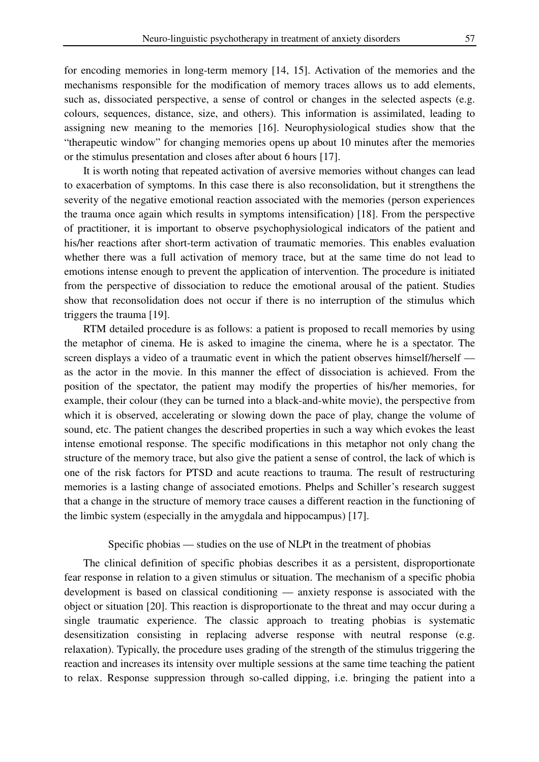for encoding memories in long-term memory [14, 15]. Activation of the memories and the mechanisms responsible for the modification of memory traces allows us to add elements, such as, dissociated perspective, a sense of control or changes in the selected aspects (e.g. colours, sequences, distance, size, and others). This information is assimilated, leading to assigning new meaning to the memories [16]. Neurophysiological studies show that the "therapeutic window" for changing memories opens up about 10 minutes after the memories or the stimulus presentation and closes after about 6 hours [17].

It is worth noting that repeated activation of aversive memories without changes can lead to exacerbation of symptoms. In this case there is also reconsolidation, but it strengthens the severity of the negative emotional reaction associated with the memories (person experiences the trauma once again which results in symptoms intensification) [18]. From the perspective of practitioner, it is important to observe psychophysiological indicators of the patient and his/her reactions after short-term activation of traumatic memories. This enables evaluation whether there was a full activation of memory trace, but at the same time do not lead to emotions intense enough to prevent the application of intervention. The procedure is initiated from the perspective of dissociation to reduce the emotional arousal of the patient. Studies show that reconsolidation does not occur if there is no interruption of the stimulus which triggers the trauma [19].

RTM detailed procedure is as follows: a patient is proposed to recall memories by using the metaphor of cinema. He is asked to imagine the cinema, where he is a spectator. The screen displays a video of a traumatic event in which the patient observes himself/herself — as the actor in the movie. In this manner the effect of dissociation is achieved. From the position of the spectator, the patient may modify the properties of his/her memories, for example, their colour (they can be turned into a black-and-white movie), the perspective from which it is observed, accelerating or slowing down the pace of play, change the volume of sound, etc. The patient changes the described properties in such a way which evokes the least intense emotional response. The specific modifications in this metaphor not only chang the structure of the memory trace, but also give the patient a sense of control, the lack of which is one of the risk factors for PTSD and acute reactions to trauma. The result of restructuring memories is a lasting change of associated emotions. Phelps and Schiller's research suggest that a change in the structure of memory trace causes a different reaction in the functioning of the limbic system (especially in the amygdala and hippocampus) [17].

## Specific phobias — studies on the use of NLPt in the treatment of phobias

The clinical definition of specific phobias describes it as a persistent, disproportionate fear response in relation to a given stimulus or situation. The mechanism of a specific phobia development is based on classical conditioning — anxiety response is associated with the object or situation [20]. This reaction is disproportionate to the threat and may occur during a single traumatic experience. The classic approach to treating phobias is systematic desensitization consisting in replacing adverse response with neutral response (e.g. relaxation). Typically, the procedure uses grading of the strength of the stimulus triggering the reaction and increases its intensity over multiple sessions at the same time teaching the patient to relax. Response suppression through so-called dipping, i.e. bringing the patient into a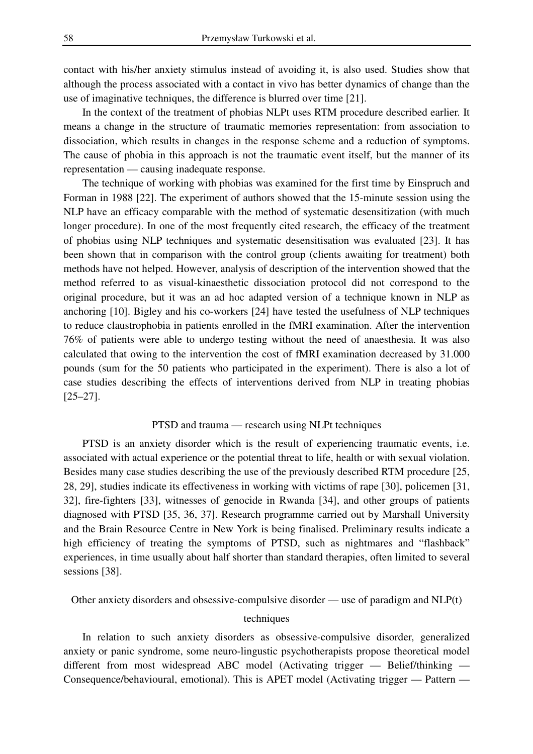contact with his/her anxiety stimulus instead of avoiding it, is also used. Studies show that although the process associated with a contact in vivo has better dynamics of change than the use of imaginative techniques, the difference is blurred over time [21].

In the context of the treatment of phobias NLPt uses RTM procedure described earlier. It means a change in the structure of traumatic memories representation: from association to dissociation, which results in changes in the response scheme and a reduction of symptoms. The cause of phobia in this approach is not the traumatic event itself, but the manner of its representation — causing inadequate response.

The technique of working with phobias was examined for the first time by Einspruch and Forman in 1988 [22]. The experiment of authors showed that the 15-minute session using the NLP have an efficacy comparable with the method of systematic desensitization (with much longer procedure). In one of the most frequently cited research, the efficacy of the treatment of phobias using NLP techniques and systematic desensitisation was evaluated [23]. It has been shown that in comparison with the control group (clients awaiting for treatment) both methods have not helped. However, analysis of description of the intervention showed that the method referred to as visual-kinaesthetic dissociation protocol did not correspond to the original procedure, but it was an ad hoc adapted version of a technique known in NLP as anchoring [10]. Bigley and his co-workers [24] have tested the usefulness of NLP techniques to reduce claustrophobia in patients enrolled in the fMRI examination. After the intervention 76% of patients were able to undergo testing without the need of anaesthesia. It was also calculated that owing to the intervention the cost of fMRI examination decreased by 31.000 pounds (sum for the 50 patients who participated in the experiment). There is also a lot of case studies describing the effects of interventions derived from NLP in treating phobias [25–27].

## PTSD and trauma — research using NLPt techniques

PTSD is an anxiety disorder which is the result of experiencing traumatic events, i.e. associated with actual experience or the potential threat to life, health or with sexual violation. Besides many case studies describing the use of the previously described RTM procedure [25, 28, 29], studies indicate its effectiveness in working with victims of rape [30], policemen [31, 32], fire-fighters [33], witnesses of genocide in Rwanda [34], and other groups of patients diagnosed with PTSD [35, 36, 37]. Research programme carried out by Marshall University and the Brain Resource Centre in New York is being finalised. Preliminary results indicate a high efficiency of treating the symptoms of PTSD, such as nightmares and "flashback" experiences, in time usually about half shorter than standard therapies, often limited to several sessions [38].

## Other anxiety disorders and obsessive-compulsive disorder — use of paradigm and NLP(t) techniques

In relation to such anxiety disorders as obsessive-compulsive disorder, generalized anxiety or panic syndrome, some neuro-lingustic psychotherapists propose theoretical model different from most widespread ABC model (Activating trigger — Belief/thinking — Consequence/behavioural, emotional). This is APET model (Activating trigger — Pattern —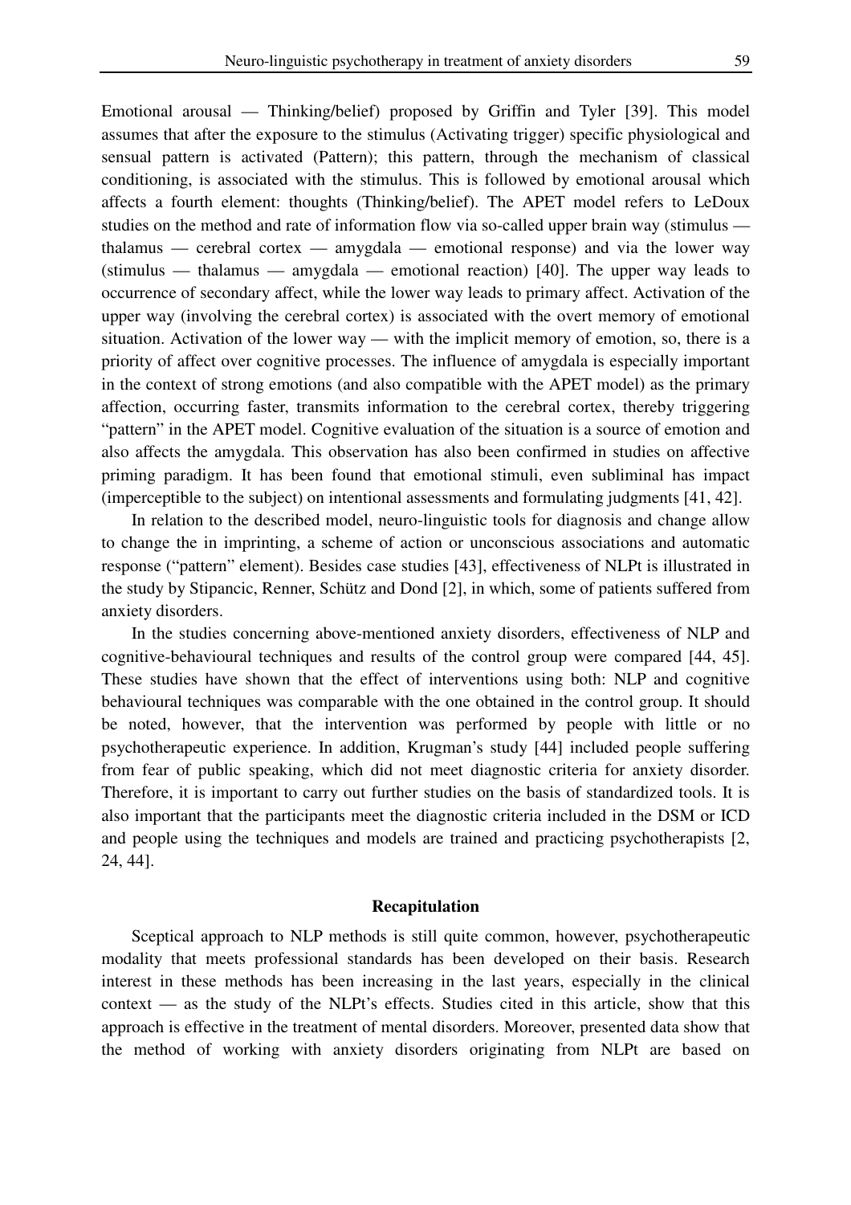Emotional arousal — Thinking/belief) proposed by Griffin and Tyler [39]. This model assumes that after the exposure to the stimulus (Activating trigger) specific physiological and sensual pattern is activated (Pattern); this pattern, through the mechanism of classical conditioning, is associated with the stimulus. This is followed by emotional arousal which affects a fourth element: thoughts (Thinking/belief). The APET model refers to LeDoux studies on the method and rate of information flow via so-called upper brain way (stimulus — thalamus — cerebral cortex — amygdala — emotional response) and via the lower way (stimulus — thalamus — amygdala — emotional reaction) [40]. The upper way leads to occurrence of secondary affect, while the lower way leads to primary affect. Activation of the upper way (involving the cerebral cortex) is associated with the overt memory of emotional situation. Activation of the lower way — with the implicit memory of emotion, so, there is a priority of affect over cognitive processes. The influence of amygdala is especially important in the context of strong emotions (and also compatible with the APET model) as the primary affection, occurring faster, transmits information to the cerebral cortex, thereby triggering "pattern" in the APET model. Cognitive evaluation of the situation is a source of emotion and also affects the amygdala. This observation has also been confirmed in studies on affective priming paradigm. It has been found that emotional stimuli, even subliminal has impact (imperceptible to the subject) on intentional assessments and formulating judgments [41, 42].

In relation to the described model, neuro-linguistic tools for diagnosis and change allow to change the in imprinting, a scheme of action or unconscious associations and automatic response ("pattern" element). Besides case studies [43], effectiveness of NLPt is illustrated in the study by Stipancic, Renner, Schütz and Dond [2], in which, some of patients suffered from anxiety disorders.

In the studies concerning above-mentioned anxiety disorders, effectiveness of NLP and cognitive-behavioural techniques and results of the control group were compared [44, 45]. These studies have shown that the effect of interventions using both: NLP and cognitive behavioural techniques was comparable with the one obtained in the control group. It should be noted, however, that the intervention was performed by people with little or no psychotherapeutic experience. In addition, Krugman's study [44] included people suffering from fear of public speaking, which did not meet diagnostic criteria for anxiety disorder. Therefore, it is important to carry out further studies on the basis of standardized tools. It is also important that the participants meet the diagnostic criteria included in the DSM or ICD and people using the techniques and models are trained and practicing psychotherapists [2, 24, 44].

## Recapitulation

Sceptical approach to NLP methods is still quite common, however, psychotherapeutic modality that meets professional standards has been developed on their basis. Research interest in these methods has been increasing in the last years, especially in the clinical context — as the study of the NLPt's effects. Studies cited in this article, show that this approach is effective in the treatment of mental disorders. Moreover, presented data show that the method of working with anxiety disorders originating from NLPt are based on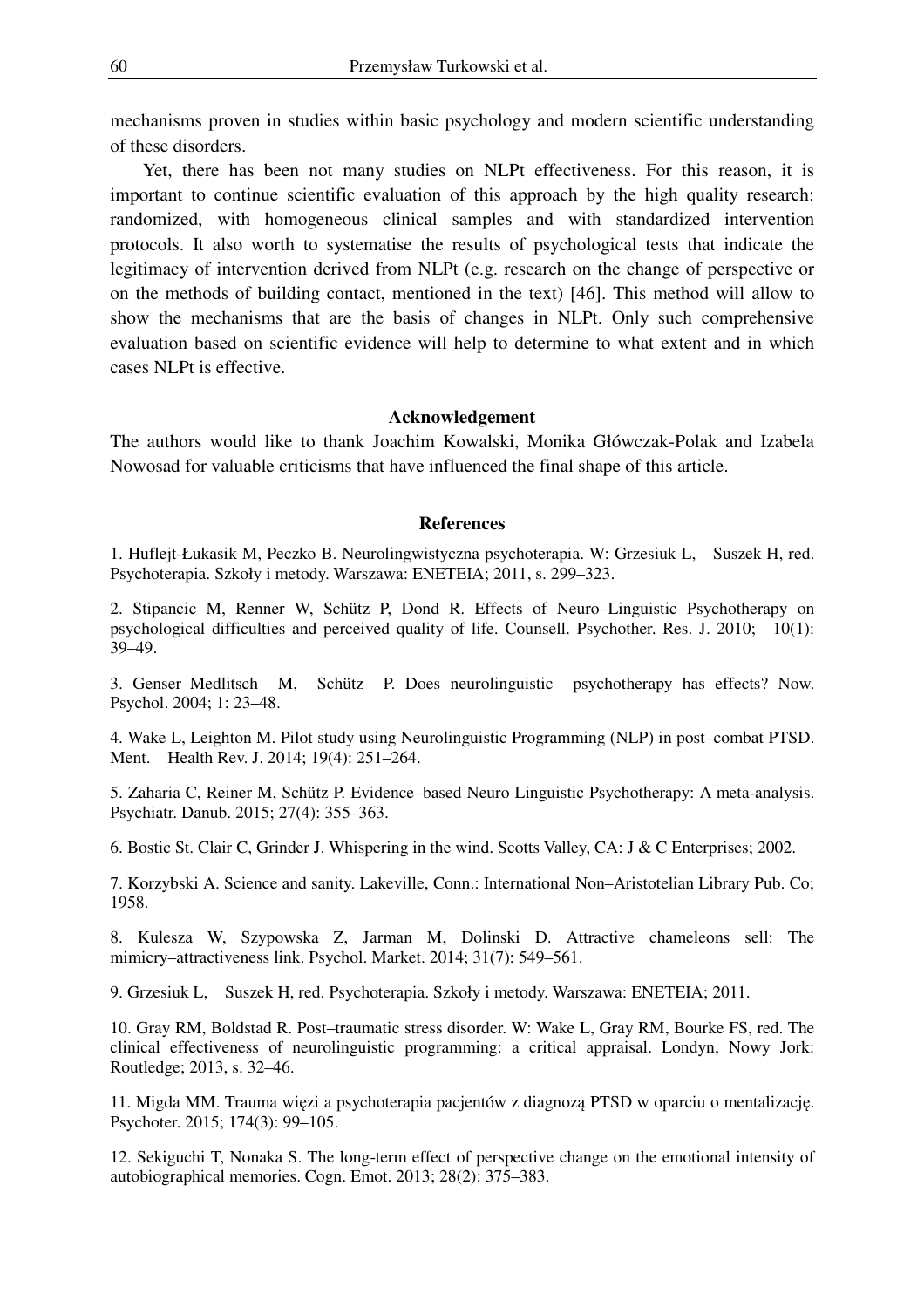mechanisms proven in studies within basic psychology and modern scientific understanding of these disorders.

Yet, there has been not many studies on NLPt effectiveness. For this reason, it is important to continue scientific evaluation of this approach by the high quality research: randomized, with homogeneous clinical samples and with standardized intervention protocols. It also worth to systematise the results of psychological tests that indicate the legitimacy of intervention derived from NLPt (e.g. research on the change of perspective or on the methods of building contact, mentioned in the text) [46]. This method will allow to show the mechanisms that are the basis of changes in NLPt. Only such comprehensive evaluation based on scientific evidence will help to determine to what extent and in which cases NLPt is effective.

## Acknowledgement

The authors would like to thank Joachim Kowalski, Monika Główczak-Polak and Izabela Nowosad for valuable criticisms that have influenced the final shape of this article.

## References

1. Huflejt-Łukasik M, Peczko B. Neurolingwistyczna psychoterapia. W: Grzesiuk L, Suszek H, red. Psychoterapia. Szkoły i metody. Warszawa: ENETEIA; 2011, s. 299–323.

2. Stipancic M, Renner W, Schütz P, Dond R. Effects of Neuro–Linguistic Psychotherapy on psychological difficulties and perceived quality of life. Counsell. Psychother. Res. J. 2010; 10(1): 39–49.

3. Genser–Medlitsch M, Schütz P. Does neurolinguistic psychotherapy has effects? Now. Psychol. 2004; 1: 23–48.

4. Wake L, Leighton M. Pilot study using Neurolinguistic Programming (NLP) in post–combat PTSD. Ment. Health Rev. J. 2014; 19(4): 251–264.

5. Zaharia C, Reiner M, Schütz P. Evidence–based Neuro Linguistic Psychotherapy: A meta-analysis. Psychiatr. Danub. 2015; 27(4): 355–363.

6. Bostic St. Clair C, Grinder J. Whispering in the wind. Scotts Valley, CA: J & C Enterprises; 2002.

7. Korzybski A. Science and sanity. Lakeville, Conn.: International Non–Aristotelian Library Pub. Co; 1958.

8. Kulesza W, Szypowska Z, Jarman M, Dolinski D. Attractive chameleons sell: The mimicry–attractiveness link. Psychol. Market. 2014; 31(7): 549–561.

9. Grzesiuk L, Suszek H, red. Psychoterapia. Szkoły i metody. Warszawa: ENETEIA; 2011.

10. Gray RM, Boldstad R. Post–traumatic stress disorder. W: Wake L, Gray RM, Bourke FS, red. The clinical effectiveness of neurolinguistic programming: a critical appraisal. Londyn, Nowy Jork: Routledge; 2013, s. 32–46.

11. Migda MM. Trauma więzi a psychoterapia pacjentów z diagnozą PTSD w oparciu o mentalizację. Psychoter. 2015; 174(3): 99–105.

12. Sekiguchi T, Nonaka S. The long-term effect of perspective change on the emotional intensity of autobiographical memories. Cogn. Emot. 2013; 28(2): 375–383.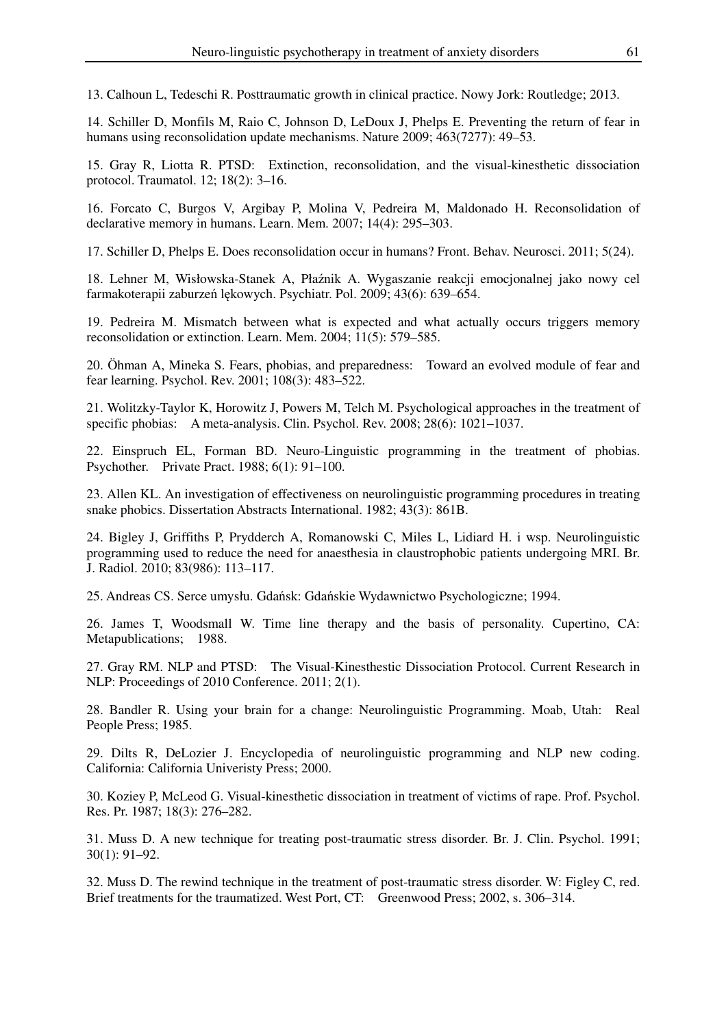13. Calhoun L, Tedeschi R. Posttraumatic growth in clinical practice. Nowy Jork: Routledge; 2013.

14. Schiller D, Monfils M, Raio C, Johnson D, LeDoux J, Phelps E. Preventing the return of fear in humans using reconsolidation update mechanisms. Nature 2009; 463(7277): 49–53.

15. Gray R, Liotta R. PTSD: Extinction, reconsolidation, and the visual-kinesthetic dissociation protocol. Traumatol. 12; 18(2): 3–16.

16. Forcato C, Burgos V, Argibay P, Molina V, Pedreira M, Maldonado H. Reconsolidation of declarative memory in humans. Learn. Mem. 2007; 14(4): 295–303.

17. Schiller D, Phelps E. Does reconsolidation occur in humans? Front. Behav. Neurosci. 2011; 5(24).

18. Lehner M, Wisłowska-Stanek A, Płaźnik A. Wygaszanie reakcji emocjonalnej jako nowy cel farmakoterapii zaburzeń lękowych. Psychiatr. Pol. 2009; 43(6): 639–654.

19. Pedreira M. Mismatch between what is expected and what actually occurs triggers memory reconsolidation or extinction. Learn. Mem. 2004; 11(5): 579–585.

20. Öhman A, Mineka S. Fears, phobias, and preparedness: Toward an evolved module of fear and fear learning. Psychol. Rev. 2001; 108(3): 483–522.

21. Wolitzky-Taylor K, Horowitz J, Powers M, Telch M. Psychological approaches in the treatment of specific phobias: A meta-analysis. Clin. Psychol. Rev. 2008; 28(6): 1021–1037.

22. Einspruch EL, Forman BD. Neuro-Linguistic programming in the treatment of phobias. Psychother. Private Pract. 1988; 6(1): 91–100.

23. Allen KL. An investigation of effectiveness on neurolinguistic programming procedures in treating snake phobics. Dissertation Abstracts International. 1982; 43(3): 861B.

24. Bigley J, Griffiths P, Prydderch A, Romanowski C, Miles L, Lidiard H. i wsp. Neurolinguistic programming used to reduce the need for anaesthesia in claustrophobic patients undergoing MRI. Br. J. Radiol. 2010; 83(986): 113–117.

25. Andreas CS. Serce umysłu. Gdańsk: Gdańskie Wydawnictwo Psychologiczne; 1994.

26. James T, Woodsmall W. Time line therapy and the basis of personality. Cupertino, CA: Metapublications; 1988.

27. Gray RM. NLP and PTSD: The Visual-Kinesthetic Dissociation Protocol. Current Research in NLP: Proceedings of 2010 Conference. 2011; 2(1).

28. Bandler R. Using your brain for a change: Neurolinguistic Programming. Moab, Utah: Real People Press; 1985.

29. Dilts R, DeLozier J. Encyclopedia of neurolinguistic programming and NLP new coding. California: California Univeristy Press; 2000.

30. Koziey P, McLeod G. Visual-kinesthetic dissociation in treatment of victims of rape. Prof. Psychol. Res. Pr. 1987; 18(3): 276–282.

31. Muss D. A new technique for treating post-traumatic stress disorder. Br. J. Clin. Psychol. 1991; 30(1): 91–92.

32. Muss D. The rewind technique in the treatment of post-traumatic stress disorder. W: Figley C, red. Brief treatments for the traumatized. West Port, CT: Greenwood Press; 2002, s. 306–314.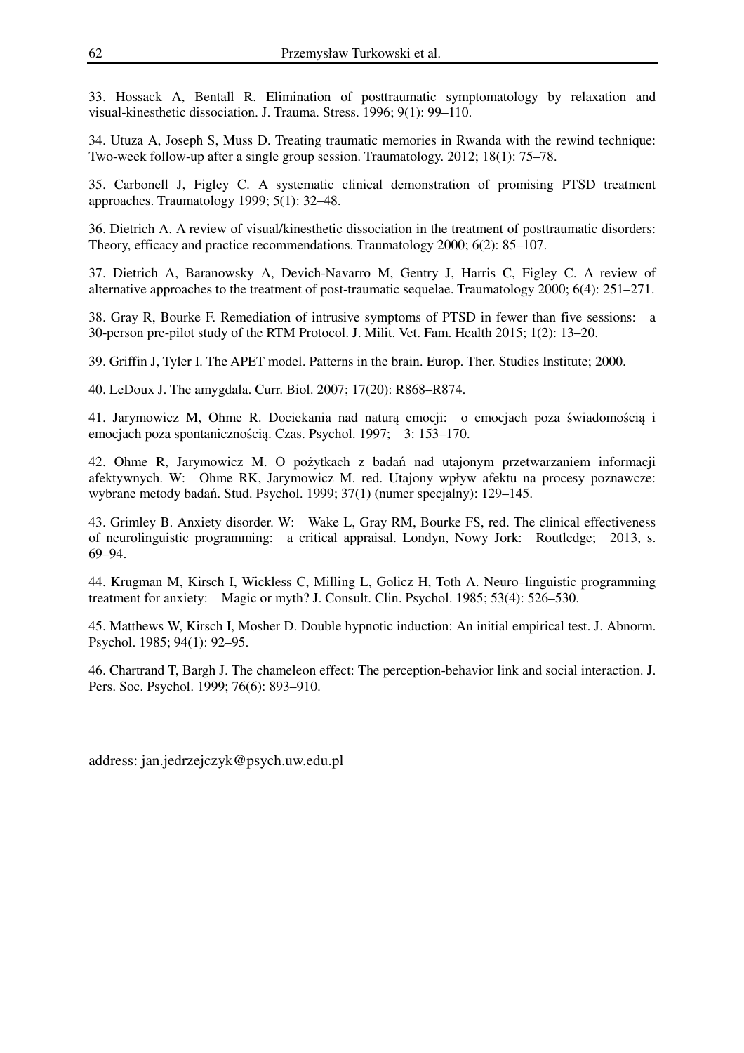33. Hossack A, Bentall R. Elimination of posttraumatic symptomatology by relaxation and visual-kinesthetic dissociation. J. Trauma. Stress. 1996; 9(1): 99–110.

34. Utuza A, Joseph S, Muss D. Treating traumatic memories in Rwanda with the rewind technique: Two-week follow-up after a single group session. Traumatology. 2012; 18(1): 75–78.

35. Carbonell J, Figley C. A systematic clinical demonstration of promising PTSD treatment approaches. Traumatology 1999; 5(1): 32–48.

36. Dietrich A. A review of visual/kinesthetic dissociation in the treatment of posttraumatic disorders: Theory, efficacy and practice recommendations. Traumatology 2000; 6(2): 85–107.

37. Dietrich A, Baranowsky A, Devich-Navarro M, Gentry J, Harris C, Figley C. A review of alternative approaches to the treatment of post-traumatic sequelae. Traumatology 2000; 6(4): 251–271.

38. Gray R, Bourke F. Remediation of intrusive symptoms of PTSD in fewer than five sessions: a 30-person pre-pilot study of the RTM Protocol. J. Milit. Vet. Fam. Health 2015; 1(2): 13–20.

39. Griffin J, Tyler I. The APET model. Patterns in the brain. Europ. Ther. Studies Institute; 2000.

40. LeDoux J. The amygdala. Curr. Biol. 2007; 17(20): R868–R874.

41. Jarymowicz M, Ohme R. Dociekania nad naturą emocji: o emocjach poza świadomością i emocjach poza spontanicznością. Czas. Psychol. 1997; 3: 153–170.

42. Ohme R, Jarymowicz M. O pożytkach z badań nad utajonym przetwarzaniem informacji afektywnych. W: Ohme RK, Jarymowicz M. red. Utajony wpływ afektu na procesy poznawcze: wybrane metody badań. Stud. Psychol. 1999; 37(1) (numer specjalny): 129–145.

43. Grimley B. Anxiety disorder. W: Wake L, Gray RM, Bourke FS, red. The clinical effectiveness of neurolinguistic programming: a critical appraisal. Londyn, Nowy Jork: Routledge; 2013, s. 69–94.

44. Krugman M, Kirsch I, Wickless C, Milling L, Golicz H, Toth A. Neuro–linguistic programming treatment for anxiety: Magic or myth? J. Consult. Clin. Psychol. 1985; 53(4): 526–530.

45. Matthews W, Kirsch I, Mosher D. Double hypnotic induction: An initial empirical test. J. Abnorm. Psychol. 1985; 94(1): 92–95.

46. Chartrand T, Bargh J. The chameleon effect: The perception-behavior link and social interaction. J. Pers. Soc. Psychol. 1999; 76(6): 893–910.

address: jan.jedrzejczyk@psych.uw.edu.pl